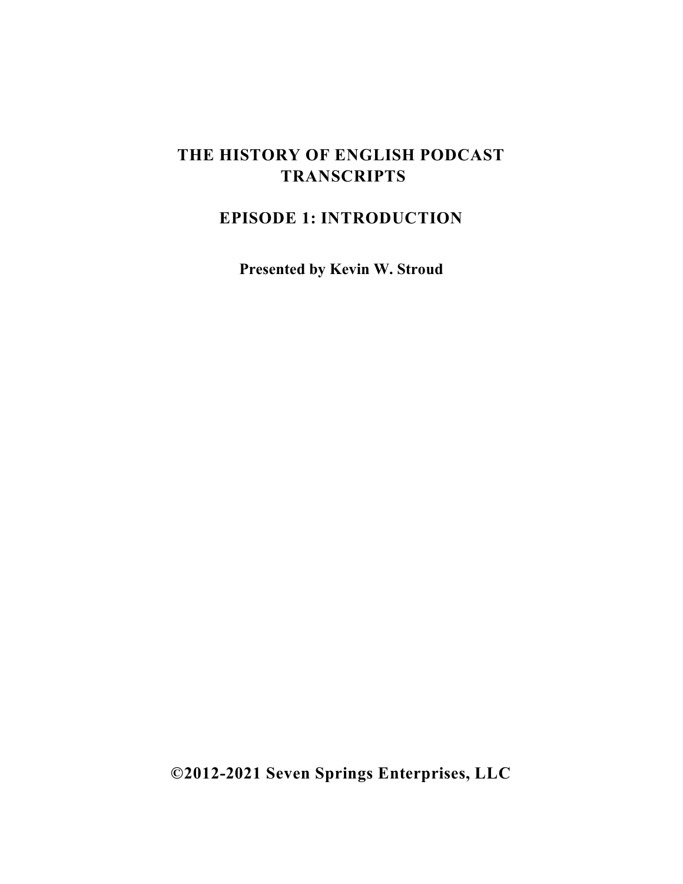# THE HISTORY OF ENGLISH PODCAST TRANSCRIPTS

## EPISODE 1: INTRODUCTION

**Presented by Kevin W. Stroud**

**©2012-2021 Seven Springs Enterprises, LLC**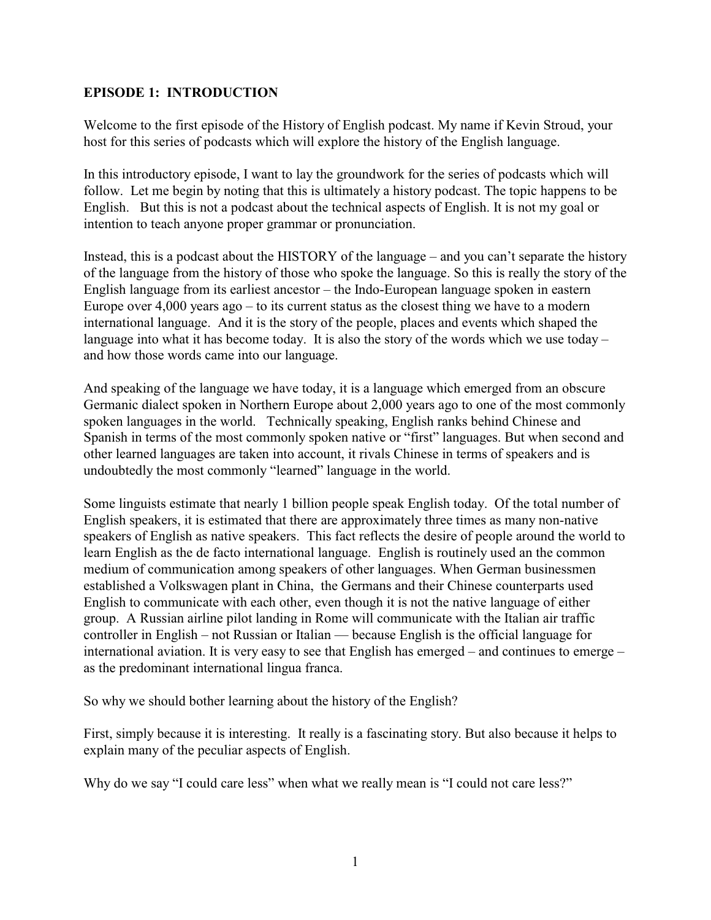**EPISODE 1: INTRODUCTION**

Welcome to the first episode of the History of English podcast. My name if Kevin Stroud, your host for this series of podcasts which will explore the history of the English language.

In this introductory episode, I want to lay the groundwork for the series of podcasts which will follow. Let me begin by noting that this is ultimately a history podcast. The topic happens to be English. But this is not a podcast about the technical aspects of English. It is not my goal or intention to teach anyone proper grammar or pronunciation.

Instead, this is a podcast about the HISTORY of the language – and you can't separate the history of the language from the history of those who spoke the language. So this is really the story of the English language from its earliest ancestor – the Indo-European language spoken in eastern Europe over 4,000 years ago – to its current status as the closest thing we have to a modern international language. And it is the story of the people, places and events which shaped the language into what it has become today. It is also the story of the words which we use today – and how those words came into our language.

And speaking of the language we have today, it is a language which emerged from an obscure Germanic dialect spoken in Northern Europe about 2,000 years ago to one of the most commonly spoken languages in the world. Technically speaking, English ranks behind Chinese and Spanish in terms of the most commonly spoken native or "first" languages. But when second and other learned languages are taken into account, it rivals Chinese in terms of speakers and is undoubtedly the most commonly "learned" language in the world.

Some linguists estimate that nearly 1 billion people speak English today. Of the total number of English speakers, it is estimated that there are approximately three times as many non-native speakers of English as native speakers. This fact reflects the desire of people around the world to learn English as the de facto international language. English is routinely used an the common medium of communication among speakers of other languages. When German businessmen established a Volkswagen plant in China, the Germans and their Chinese counterparts used English to communicate with each other, even though it is not the native language of either group. A Russian airline pilot landing in Rome will communicate with the Italian air traffic controller in English – not Russian or Italian — because English is the official language for international aviation. It is very easy to see that English has emerged – and continues to emerge – as the predominant international lingua franca.

So why we should bother learning about the history of the English?

First, simply because it is interesting. It really is a fascinating story. But also because it helps to explain many of the peculiar aspects of English.

Why do we say "I could care less" when what we really mean is "I could not care less?"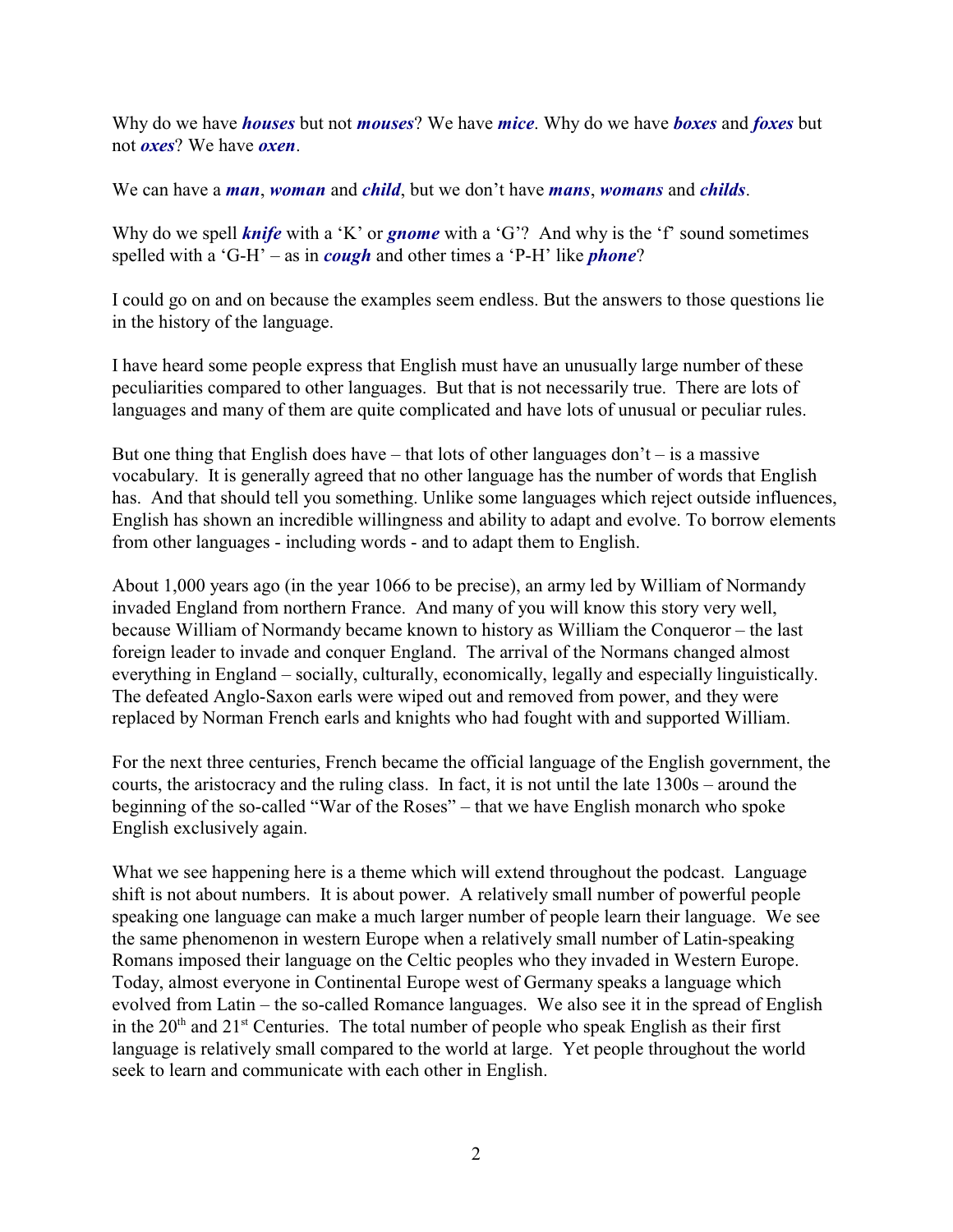Why do we have ***houses*** but not ***mouses***? We have ***mice***. Why do we have ***boxes*** and ***foxes*** but not ***oxes***? We have ***oxen***.

We can have a ***man***, ***woman*** and ***child***, but we don't have ***mans***, ***womans*** and ***childs***.

Why do we spell ***knife*** with a 'K' or ***gnome*** with a 'G'? And why is the 'f' sound sometimes spelled with a 'G-H' – as in ***cough*** and other times a 'P-H' like ***phone***?

I could go on and on because the examples seem endless. But the answers to those questions lie in the history of the language.

I have heard some people express that English must have an unusually large number of these peculiarities compared to other languages. But that is not necessarily true. There are lots of languages and many of them are quite complicated and have lots of unusual or peculiar rules.

But one thing that English does have – that lots of other languages don't – is a massive vocabulary. It is generally agreed that no other language has the number of words that English has. And that should tell you something. Unlike some languages which reject outside influences, English has shown an incredible willingness and ability to adapt and evolve. To borrow elements from other languages - including words - and to adapt them to English.

About 1,000 years ago (in the year 1066 to be precise), an army led by William of Normandy invaded England from northern France. And many of you will know this story very well, because William of Normandy became known to history as William the Conqueror – the last foreign leader to invade and conquer England. The arrival of the Normans changed almost everything in England – socially, culturally, economically, legally and especially linguistically. The defeated Anglo-Saxon earls were wiped out and removed from power, and they were replaced by Norman French earls and knights who had fought with and supported William.

For the next three centuries, French became the official language of the English government, the courts, the aristocracy and the ruling class. In fact, it is not until the late 1300s – around the beginning of the so-called "War of the Roses" – that we have English monarch who spoke English exclusively again.

What we see happening here is a theme which will extend throughout the podcast. Language shift is not about numbers. It is about power. A relatively small number of powerful people speaking one language can make a much larger number of people learn their language. We see the same phenomenon in western Europe when a relatively small number of Latin-speaking Romans imposed their language on the Celtic peoples who they invaded in Western Europe. Today, almost everyone in Continental Europe west of Germany speaks a language which evolved from Latin – the so-called Romance languages. We also see it in the spread of English in the 20th and 21st Centuries. The total number of people who speak English as their first language is relatively small compared to the world at large. Yet people throughout the world seek to learn and communicate with each other in English.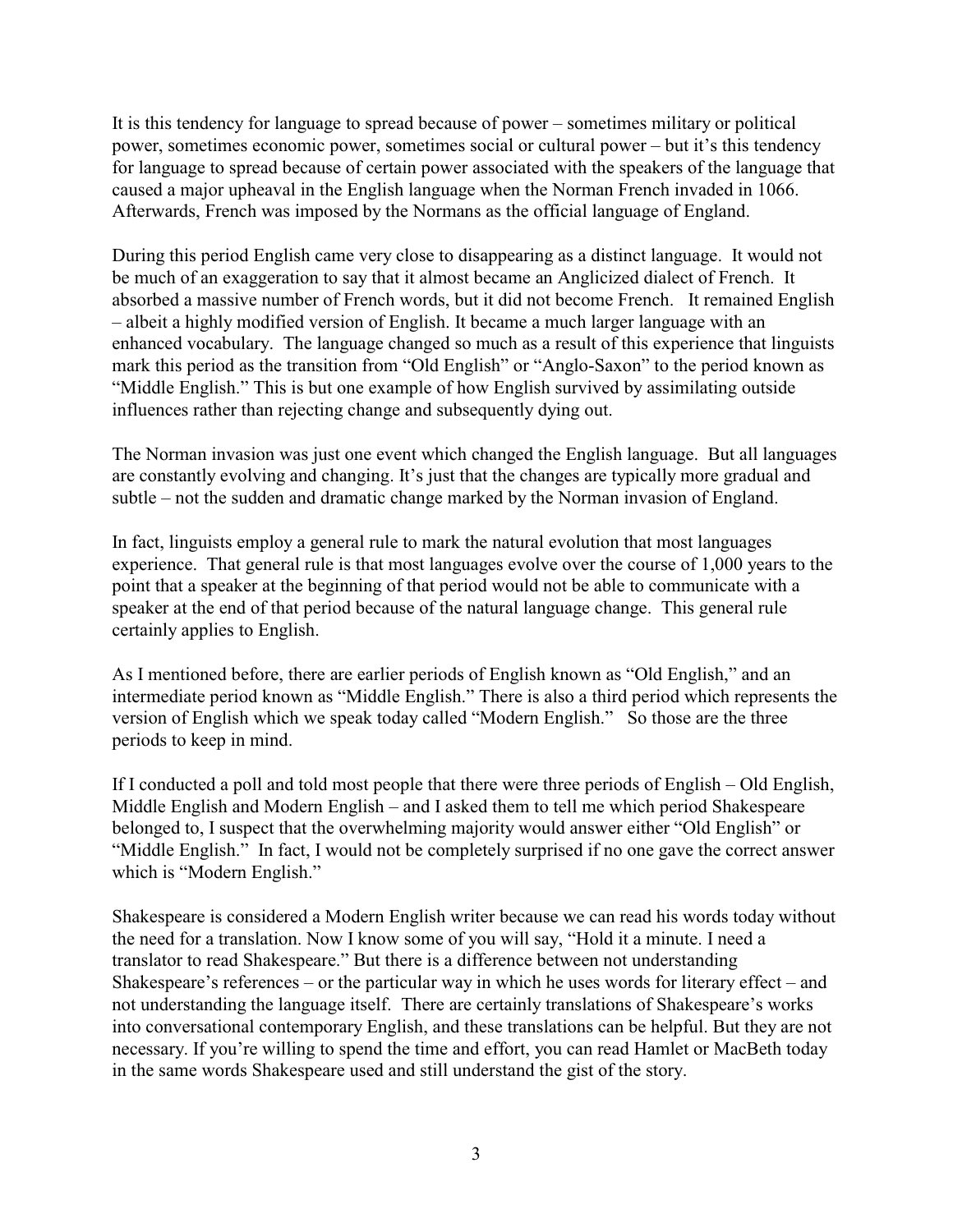It is this tendency for language to spread because of power – sometimes military or political power, sometimes economic power, sometimes social or cultural power – but it's this tendency for language to spread because of certain power associated with the speakers of the language that caused a major upheaval in the English language when the Norman French invaded in 1066. Afterwards, French was imposed by the Normans as the official language of England.

During this period English came very close to disappearing as a distinct language. It would not be much of an exaggeration to say that it almost became an Anglicized dialect of French. It absorbed a massive number of French words, but it did not become French. It remained English – albeit a highly modified version of English. It became a much larger language with an enhanced vocabulary. The language changed so much as a result of this experience that linguists mark this period as the transition from "Old English" or "Anglo-Saxon" to the period known as "Middle English." This is but one example of how English survived by assimilating outside influences rather than rejecting change and subsequently dying out.

The Norman invasion was just one event which changed the English language. But all languages are constantly evolving and changing. It's just that the changes are typically more gradual and subtle – not the sudden and dramatic change marked by the Norman invasion of England.

In fact, linguists employ a general rule to mark the natural evolution that most languages experience. That general rule is that most languages evolve over the course of 1,000 years to the point that a speaker at the beginning of that period would not be able to communicate with a speaker at the end of that period because of the natural language change. This general rule certainly applies to English.

As I mentioned before, there are earlier periods of English known as "Old English," and an intermediate period known as "Middle English." There is also a third period which represents the version of English which we speak today called "Modern English." So those are the three periods to keep in mind.

If I conducted a poll and told most people that there were three periods of English – Old English, Middle English and Modern English – and I asked them to tell me which period Shakespeare belonged to, I suspect that the overwhelming majority would answer either "Old English" or "Middle English." In fact, I would not be completely surprised if no one gave the correct answer which is "Modern English."

Shakespeare is considered a Modern English writer because we can read his words today without the need for a translation. Now I know some of you will say, "Hold it a minute. I need a translator to read Shakespeare." But there is a difference between not understanding Shakespeare's references – or the particular way in which he uses words for literary effect – and not understanding the language itself. There are certainly translations of Shakespeare's works into conversational contemporary English, and these translations can be helpful. But they are not necessary. If you're willing to spend the time and effort, you can read Hamlet or MacBeth today in the same words Shakespeare used and still understand the gist of the story.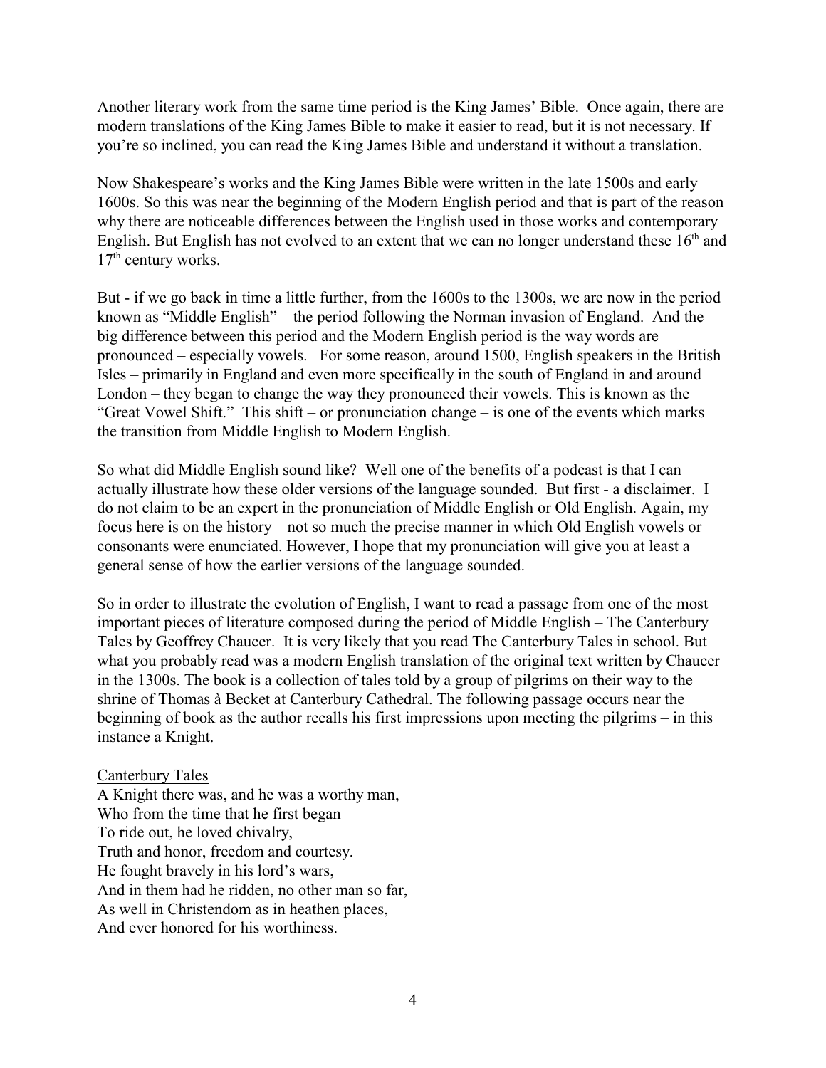Another literary work from the same time period is the King James' Bible. Once again, there are modern translations of the King James Bible to make it easier to read, but it is not necessary. If you're so inclined, you can read the King James Bible and understand it without a translation.

Now Shakespeare's works and the King James Bible were written in the late 1500s and early 1600s. So this was near the beginning of the Modern English period and that is part of the reason why there are noticeable differences between the English used in those works and contemporary English. But English has not evolved to an extent that we can no longer understand these 16th and 17th century works.

But - if we go back in time a little further, from the 1600s to the 1300s, we are now in the period known as "Middle English" – the period following the Norman invasion of England. And the big difference between this period and the Modern English period is the way words are pronounced – especially vowels. For some reason, around 1500, English speakers in the British Isles – primarily in England and even more specifically in the south of England in and around London – they began to change the way they pronounced their vowels. This is known as the "Great Vowel Shift." This shift – or pronunciation change – is one of the events which marks the transition from Middle English to Modern English.

So what did Middle English sound like? Well one of the benefits of a podcast is that I can actually illustrate how these older versions of the language sounded. But first - a disclaimer. I do not claim to be an expert in the pronunciation of Middle English or Old English. Again, my focus here is on the history – not so much the precise manner in which Old English vowels or consonants were enunciated. However, I hope that my pronunciation will give you at least a general sense of how the earlier versions of the language sounded.

So in order to illustrate the evolution of English, I want to read a passage from one of the most important pieces of literature composed during the period of Middle English – The Canterbury Tales by Geoffrey Chaucer. It is very likely that you read The Canterbury Tales in school. But what you probably read was a modern English translation of the original text written by Chaucer in the 1300s. The book is a collection of tales told by a group of pilgrims on their way to the shrine of Thomas à Becket at Canterbury Cathedral. The following passage occurs near the beginning of book as the author recalls his first impressions upon meeting the pilgrims – in this instance a Knight.

<u>Canterbury Tales</u>

A Knight there was, and he was a worthy man,  
Who from the time that he first began  
To ride out, he loved chivalry,  
Truth and honor, freedom and courtesy.  
He fought bravely in his lord's wars,  
And in them had he ridden, no other man so far,  
As well in Christendom as in heathen places,  
And ever honored for his worthiness.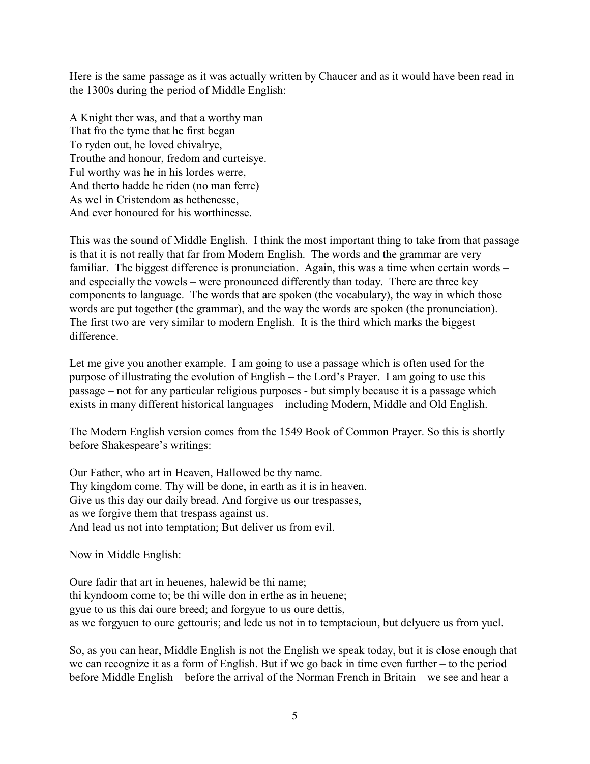Here is the same passage as it was actually written by Chaucer and as it would have been read in the 1300s during the period of Middle English:

A Knight ther was, and that a worthy man  
That fro the tyme that he first began  
To ryden out, he loved chivalrye,  
Trouthe and honour, fredom and curteisye.  
Ful worthy was he in his lordes werre,  
And therto hadde he riden (no man ferre)  
As wel in Cristendom as hethenesse,  
And ever honoured for his worthinesse.

This was the sound of Middle English. I think the most important thing to take from that passage is that it is not really that far from Modern English. The words and the grammar are very familiar. The biggest difference is pronunciation. Again, this was a time when certain words – and especially the vowels – were pronounced differently than today. There are three key components to language. The words that are spoken (the vocabulary), the way in which those words are put together (the grammar), and the way the words are spoken (the pronunciation). The first two are very similar to modern English. It is the third which marks the biggest difference.

Let me give you another example. I am going to use a passage which is often used for the purpose of illustrating the evolution of English – the Lord's Prayer. I am going to use this passage – not for any particular religious purposes - but simply because it is a passage which exists in many different historical languages – including Modern, Middle and Old English.

The Modern English version comes from the 1549 Book of Common Prayer. So this is shortly before Shakespeare's writings:

Our Father, who art in Heaven, Hallowed be thy name.  
Thy kingdom come. Thy will be done, in earth as it is in heaven.  
Give us this day our daily bread. And forgive us our trespasses,  
as we forgive them that trespass against us.  
And lead us not into temptation; But deliver us from evil.

Now in Middle English:

Oure fadir that art in heuenes, halewid be thi name;  
thi kyndoom come to; be thi wille don in erthe as in heuene;  
gyue to us this dai oure breed; and forgyue to us oure dettis,  
as we forgyuen to oure gettouris; and lede us not in to temptacioun, but delyuere us from yuel.

So, as you can hear, Middle English is not the English we speak today, but it is close enough that we can recognize it as a form of English. But if we go back in time even further – to the period before Middle English – before the arrival of the Norman French in Britain – we see and hear a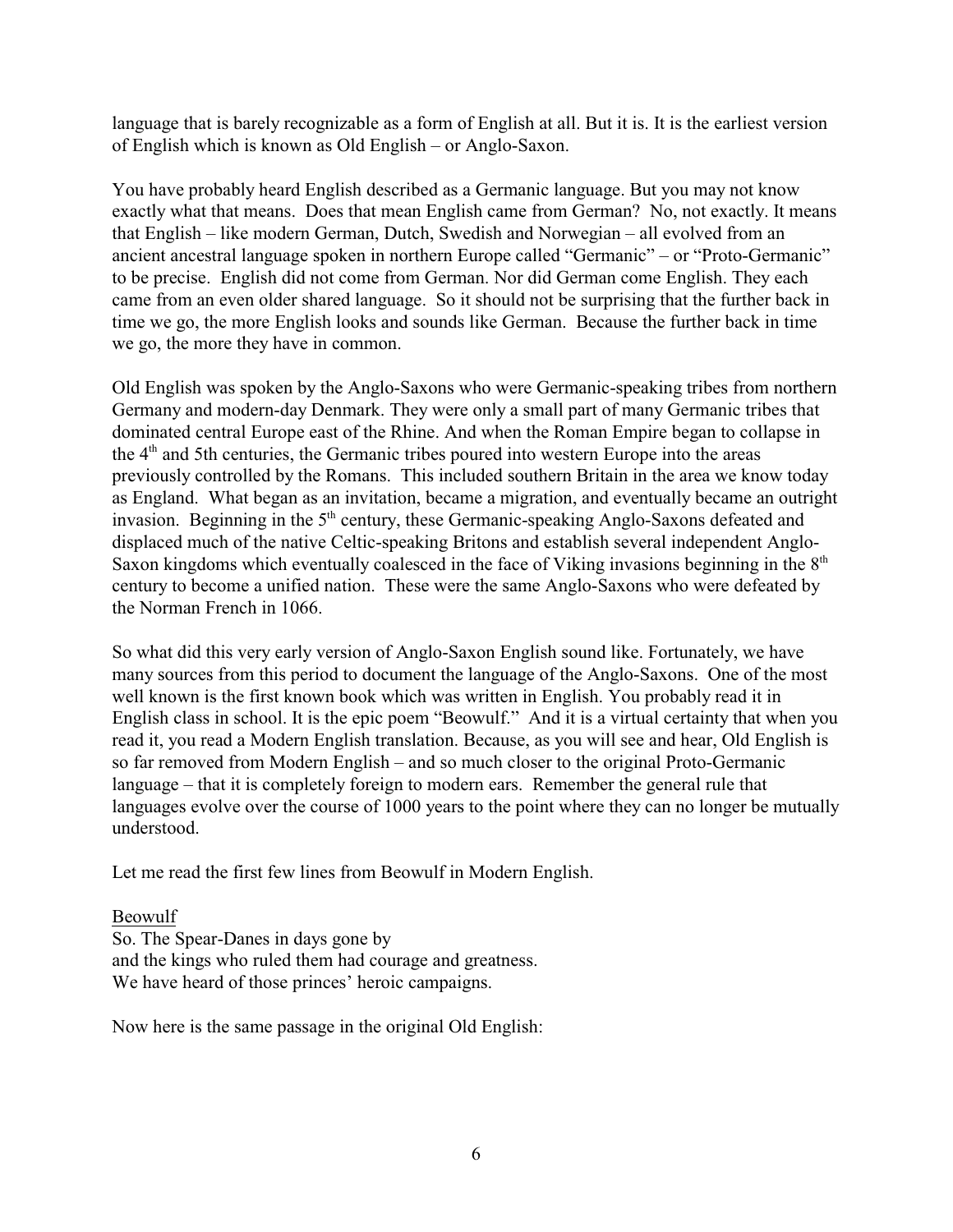language that is barely recognizable as a form of English at all. But it is. It is the earliest version of English which is known as Old English – or Anglo-Saxon.

You have probably heard English described as a Germanic language. But you may not know exactly what that means. Does that mean English came from German? No, not exactly. It means that English – like modern German, Dutch, Swedish and Norwegian – all evolved from an ancient ancestral language spoken in northern Europe called "Germanic" – or "Proto-Germanic" to be precise. English did not come from German. Nor did German come English. They each came from an even older shared language. So it should not be surprising that the further back in time we go, the more English looks and sounds like German. Because the further back in time we go, the more they have in common.

Old English was spoken by the Anglo-Saxons who were Germanic-speaking tribes from northern Germany and modern-day Denmark. They were only a small part of many Germanic tribes that dominated central Europe east of the Rhine. And when the Roman Empire began to collapse in the 4th and 5th centuries, the Germanic tribes poured into western Europe into the areas previously controlled by the Romans. This included southern Britain in the area we know today as England. What began as an invitation, became a migration, and eventually became an outright invasion. Beginning in the 5th century, these Germanic-speaking Anglo-Saxons defeated and displaced much of the native Celtic-speaking Britons and establish several independent Anglo-Saxon kingdoms which eventually coalesced in the face of Viking invasions beginning in the 8th century to become a unified nation. These were the same Anglo-Saxons who were defeated by the Norman French in 1066.

So what did this very early version of Anglo-Saxon English sound like. Fortunately, we have many sources from this period to document the language of the Anglo-Saxons. One of the most well known is the first known book which was written in English. You probably read it in English class in school. It is the epic poem "Beowulf." And it is a virtual certainty that when you read it, you read a Modern English translation. Because, as you will see and hear, Old English is so far removed from Modern English – and so much closer to the original Proto-Germanic language – that it is completely foreign to modern ears. Remember the general rule that languages evolve over the course of 1000 years to the point where they can no longer be mutually understood.

Let me read the first few lines from Beowulf in Modern English.

<u>Beowulf</u>
So. The Spear-Danes in days gone by
and the kings who ruled them had courage and greatness.
We have heard of those princes' heroic campaigns.

Now here is the same passage in the original Old English: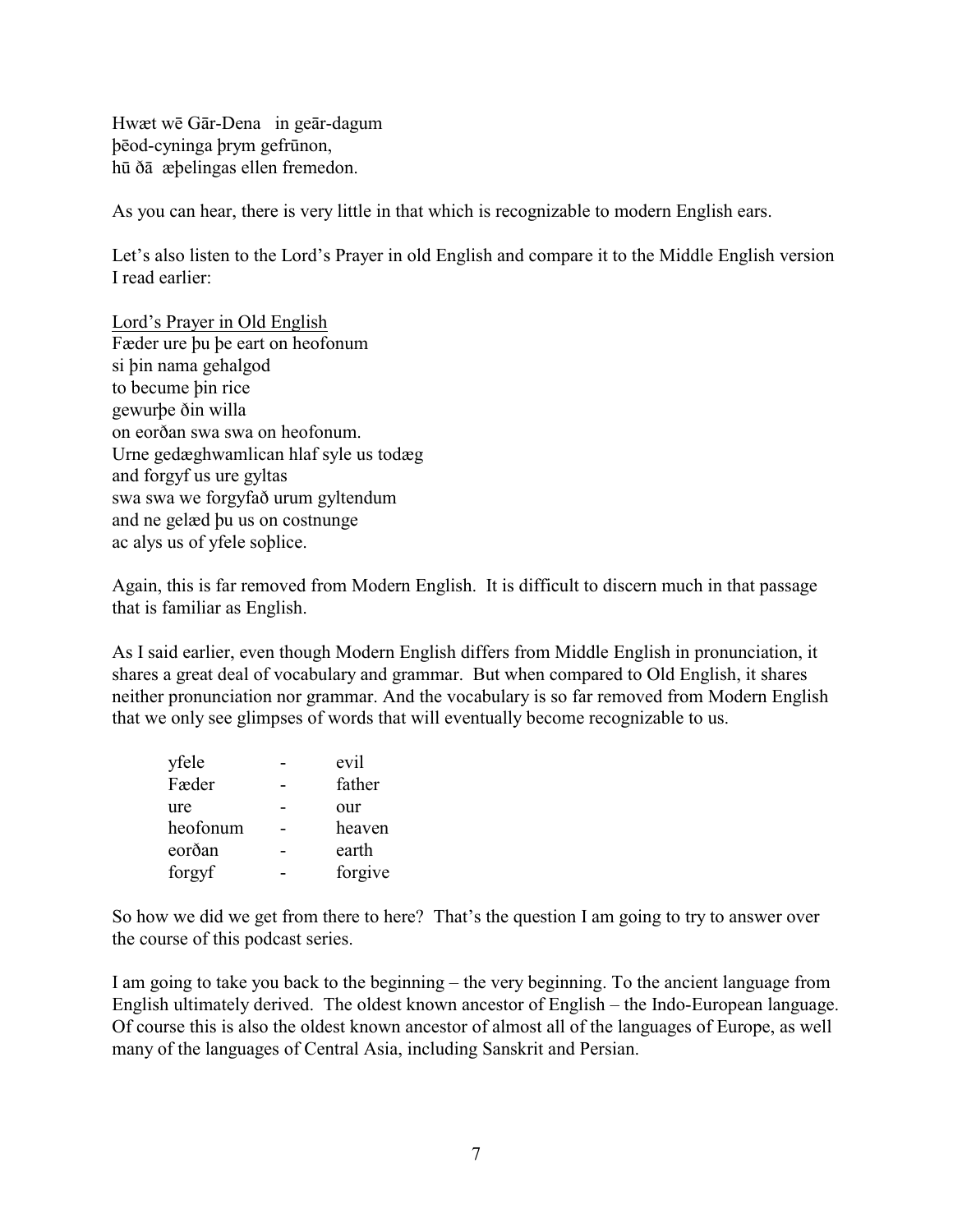Hwæt wē Gār-Dena   in geār-dagum
þēod-cyninga þrym gefrūnon,
hū ðā  æþelingas ellen fremedon.

As you can hear, there is very little in that which is recognizable to modern English ears.

Let's also listen to the Lord's Prayer in old English and compare it to the Middle English version I read earlier:

<u>Lord's Prayer in Old English</u>
Fæder ure þu þe eart on heofonum
si þin nama gehalgod
to becume þin rice
gewurþe ðin willa
on eorðan swa swa on heofonum.
Urne gedæghwamlican hlaf syle us todæg
and forgyf us ure gyltas
swa swa we forgyfað urum gyltendum
and ne gelæd þu us on costnunge
ac alys us of yfele soþlice.

Again, this is far removed from Modern English.  It is difficult to discern much in that passage that is familiar as English.

As I said earlier, even though Modern English differs from Middle English in pronunciation, it shares a great deal of vocabulary and grammar.  But when compared to Old English, it shares neither pronunciation nor grammar. And the vocabulary is so far removed from Modern English that we only see glimpses of words that will eventually become recognizable to us.

| | | |
|---|---|---|
| yfele | - | evil |
| Fæder | - | father |
| ure | - | our |
| heofonum | - | heaven |
| eorðan | - | earth |
| forgyf | - | forgive |

So how we did we get from there to here?  That's the question I am going to try to answer over the course of this podcast series.

I am going to take you back to the beginning – the very beginning. To the ancient language from English ultimately derived.  The oldest known ancestor of English – the Indo-European language. Of course this is also the oldest known ancestor of almost all of the languages of Europe, as well many of the languages of Central Asia, including Sanskrit and Persian.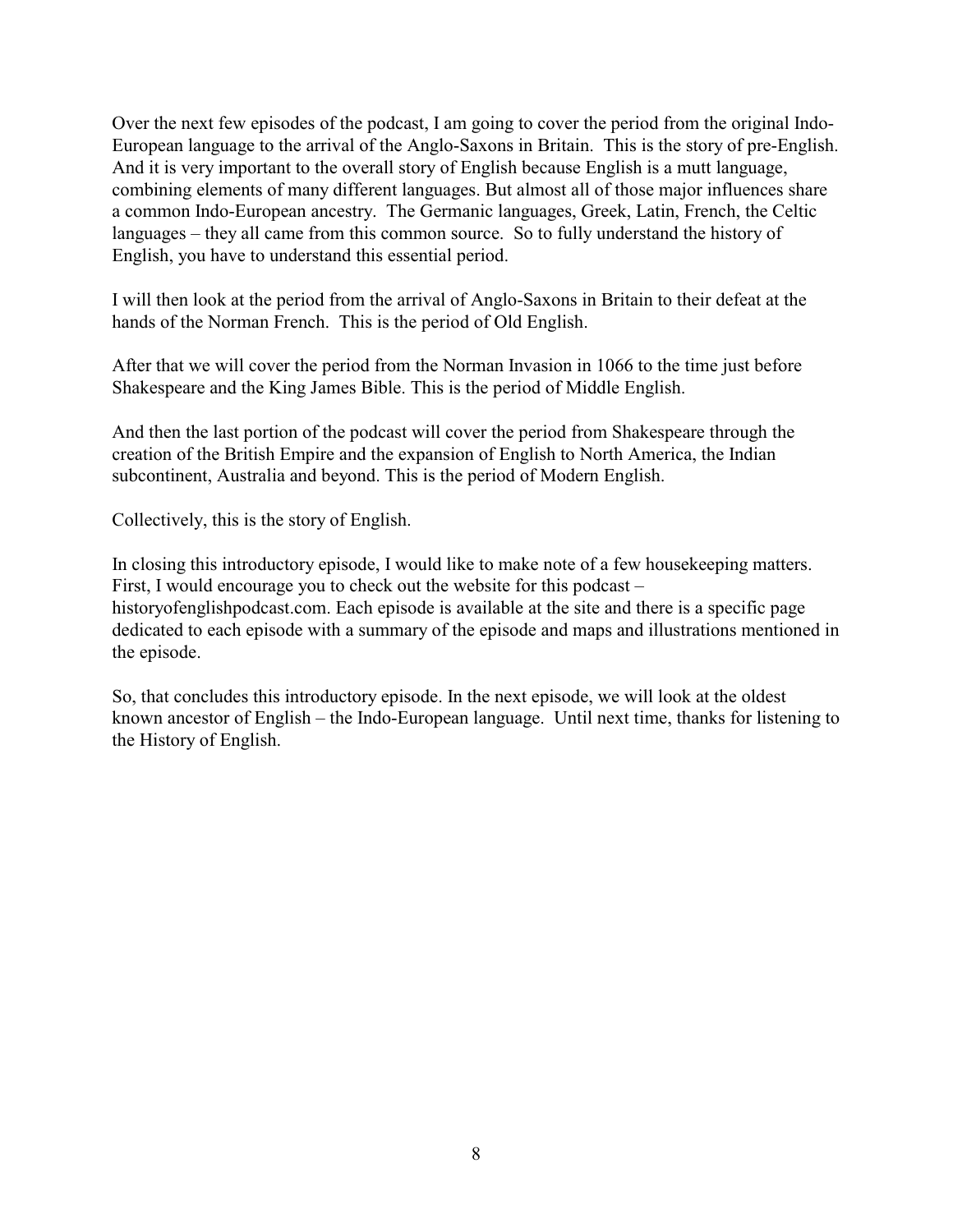Over the next few episodes of the podcast, I am going to cover the period from the original Indo-European language to the arrival of the Anglo-Saxons in Britain. This is the story of pre-English. And it is very important to the overall story of English because English is a mutt language, combining elements of many different languages. But almost all of those major influences share a common Indo-European ancestry. The Germanic languages, Greek, Latin, French, the Celtic languages – they all came from this common source. So to fully understand the history of English, you have to understand this essential period.

I will then look at the period from the arrival of Anglo-Saxons in Britain to their defeat at the hands of the Norman French. This is the period of Old English.

After that we will cover the period from the Norman Invasion in 1066 to the time just before Shakespeare and the King James Bible. This is the period of Middle English.

And then the last portion of the podcast will cover the period from Shakespeare through the creation of the British Empire and the expansion of English to North America, the Indian subcontinent, Australia and beyond. This is the period of Modern English.

Collectively, this is the story of English.

In closing this introductory episode, I would like to make note of a few housekeeping matters. First, I would encourage you to check out the website for this podcast – historyofenglishpodcast.com. Each episode is available at the site and there is a specific page dedicated to each episode with a summary of the episode and maps and illustrations mentioned in the episode.

So, that concludes this introductory episode. In the next episode, we will look at the oldest known ancestor of English – the Indo-European language. Until next time, thanks for listening to the History of English.